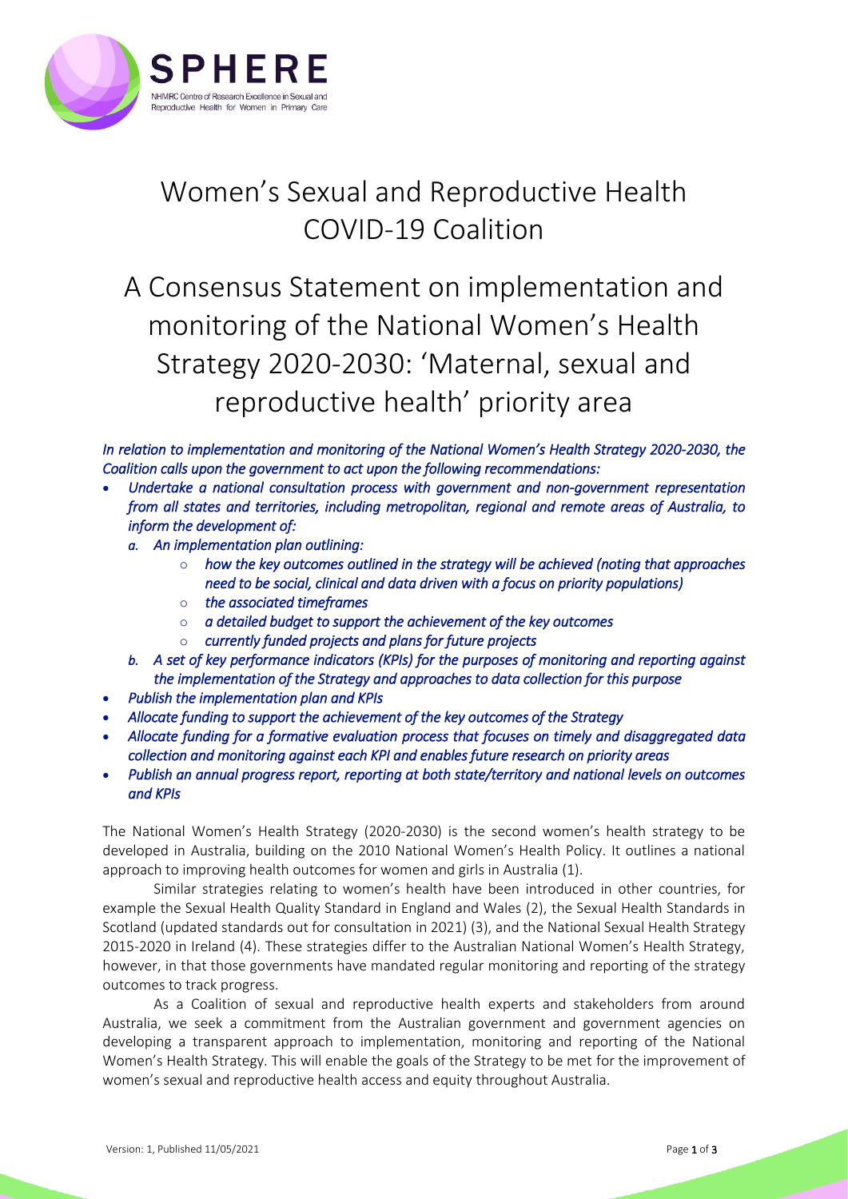# Women's Sexual and Reproductive Health COVID-19 Coalition

## A Consensus Statement on implementation and monitoring of the National Women's Health Strategy 2020-2030: 'Maternal, sexual and reproductive health' priority area

*In relation to implementation and monitoring of the National Women's Health Strategy 2020-2030, the Coalition calls upon the government to act upon the following recommendations:*

- *Undertake a national consultation process with government and non-government representation from all states and territories, including metropolitan, regional and remote areas of Australia, to inform the development of:*
  - *a. An implementation plan outlining:*
    - *how the key outcomes outlined in the strategy will be achieved (noting that approaches need to be social, clinical and data driven with a focus on priority populations)*
    - *the associated timeframes*
    - *a detailed budget to support the achievement of the key outcomes*
    - *currently funded projects and plans for future projects*
  - *b. A set of key performance indicators (KPIs) for the purposes of monitoring and reporting against the implementation of the Strategy and approaches to data collection for this purpose*
- *Publish the implementation plan and KPIs*
- *Allocate funding to support the achievement of the key outcomes of the Strategy*
- *Allocate funding for a formative evaluation process that focuses on timely and disaggregated data collection and monitoring against each KPI and enables future research on priority areas*
- *Publish an annual progress report, reporting at both state/territory and national levels on outcomes and KPIs*

The National Women's Health Strategy (2020-2030) is the second women's health strategy to be developed in Australia, building on the 2010 National Women's Health Policy. It outlines a national approach to improving health outcomes for women and girls in Australia (1).

Similar strategies relating to women's health have been introduced in other countries, for example the Sexual Health Quality Standard in England and Wales (2), the Sexual Health Standards in Scotland (updated standards out for consultation in 2021) (3), and the National Sexual Health Strategy 2015-2020 in Ireland (4). These strategies differ to the Australian National Women's Health Strategy, however, in that those governments have mandated regular monitoring and reporting of the strategy outcomes to track progress.

As a Coalition of sexual and reproductive health experts and stakeholders from around Australia, we seek a commitment from the Australian government and government agencies on developing a transparent approach to implementation, monitoring and reporting of the National Women's Health Strategy. This will enable the goals of the Strategy to be met for the improvement of women's sexual and reproductive health access and equity throughout Australia.

Version: 1, Published 11/05/2021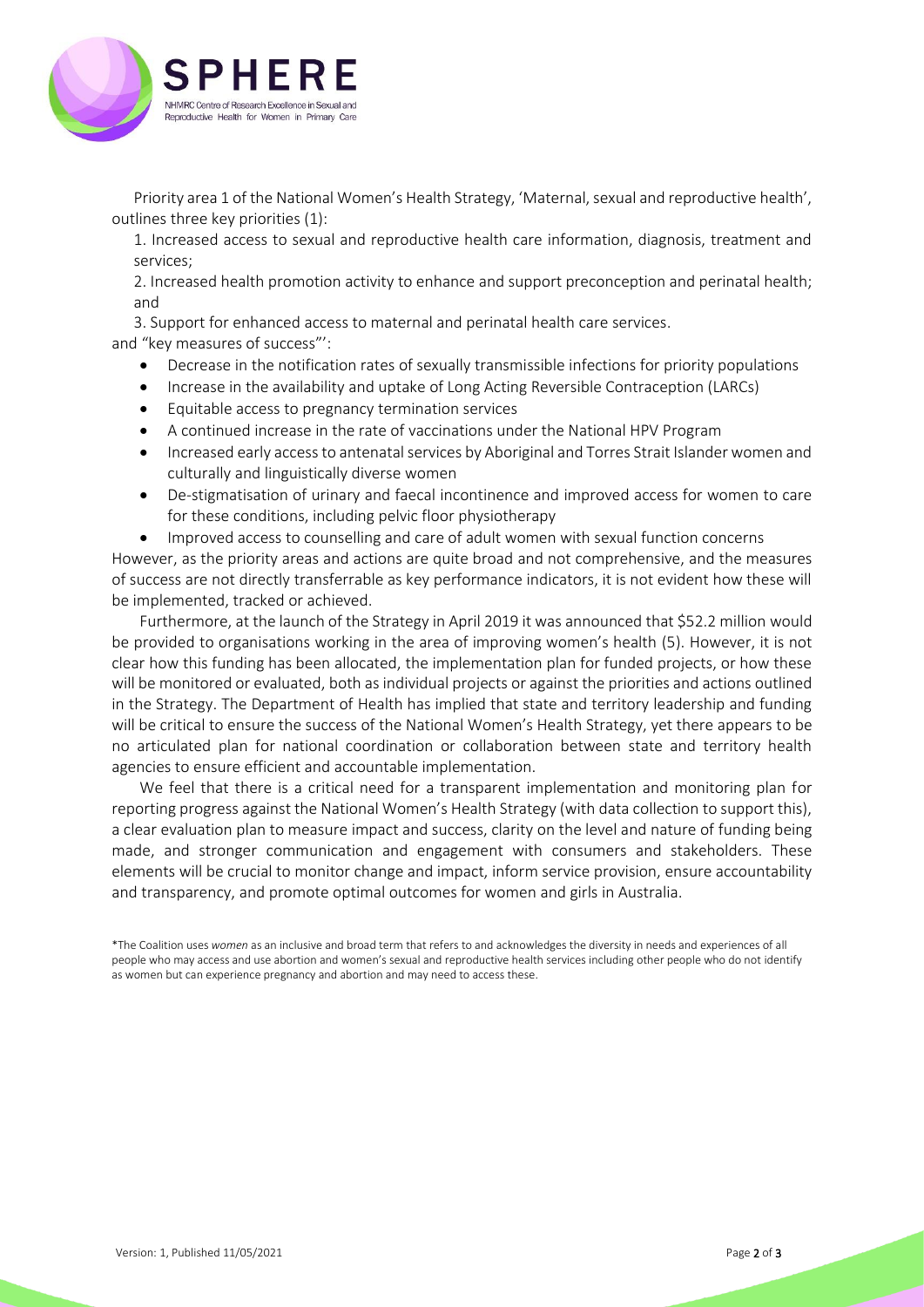Priority area 1 of the National Women's Health Strategy, 'Maternal, sexual and reproductive health', outlines three key priorities (1):

1. Increased access to sexual and reproductive health care information, diagnosis, treatment and services;
2. Increased health promotion activity to enhance and support preconception and perinatal health; and
3. Support for enhanced access to maternal and perinatal health care services.

and "key measures of success"':

- Decrease in the notification rates of sexually transmissible infections for priority populations
- Increase in the availability and uptake of Long Acting Reversible Contraception (LARCs)
- Equitable access to pregnancy termination services
- A continued increase in the rate of vaccinations under the National HPV Program
- Increased early access to antenatal services by Aboriginal and Torres Strait Islander women and culturally and linguistically diverse women
- De-stigmatisation of urinary and faecal incontinence and improved access for women to care for these conditions, including pelvic floor physiotherapy
- Improved access to counselling and care of adult women with sexual function concerns

However, as the priority areas and actions are quite broad and not comprehensive, and the measures of success are not directly transferrable as key performance indicators, it is not evident how these will be implemented, tracked or achieved.

Furthermore, at the launch of the Strategy in April 2019 it was announced that \$52.2 million would be provided to organisations working in the area of improving women's health (5). However, it is not clear how this funding has been allocated, the implementation plan for funded projects, or how these will be monitored or evaluated, both as individual projects or against the priorities and actions outlined in the Strategy. The Department of Health has implied that state and territory leadership and funding will be critical to ensure the success of the National Women's Health Strategy, yet there appears to be no articulated plan for national coordination or collaboration between state and territory health agencies to ensure efficient and accountable implementation.

We feel that there is a critical need for a transparent implementation and monitoring plan for reporting progress against the National Women's Health Strategy (with data collection to support this), a clear evaluation plan to measure impact and success, clarity on the level and nature of funding being made, and stronger communication and engagement with consumers and stakeholders. These elements will be crucial to monitor change and impact, inform service provision, ensure accountability and transparency, and promote optimal outcomes for women and girls in Australia.

*The Coalition uses *women* as an inclusive and broad term that refers to and acknowledges the diversity in needs and experiences of all people who may access and use abortion and women's sexual and reproductive health services including other people who do not identify as women but can experience pregnancy and abortion and may need to access these.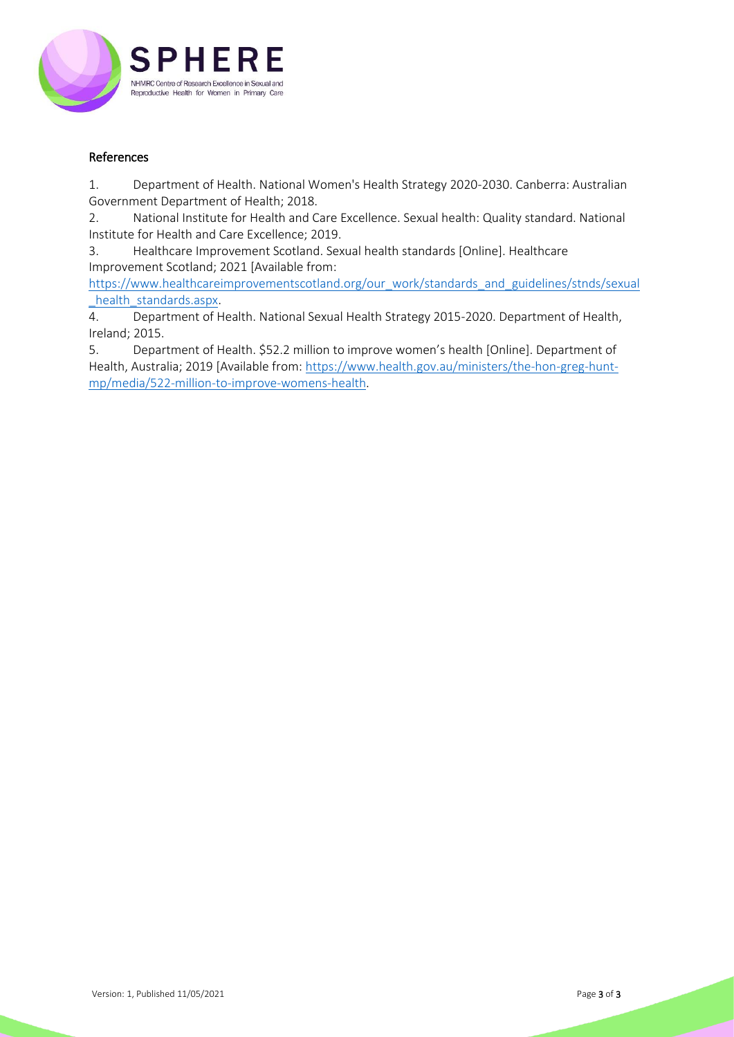## References

1. Department of Health. National Women's Health Strategy 2020-2030. Canberra: Australian Government Department of Health; 2018.
2. National Institute for Health and Care Excellence. Sexual health: Quality standard. National Institute for Health and Care Excellence; 2019.
3. Healthcare Improvement Scotland. Sexual health standards [Online]. Healthcare Improvement Scotland; 2021 [Available from: https://www.healthcareimprovementscotland.org/our_work/standards_and_guidelines/stnds/sexual_health_standards.aspx.
4. Department of Health. National Sexual Health Strategy 2015-2020. Department of Health, Ireland; 2015.
5. Department of Health. $52.2 million to improve women's health [Online]. Department of Health, Australia; 2019 [Available from: https://www.health.gov.au/ministers/the-hon-greg-hunt-mp/media/522-million-to-improve-womens-health.